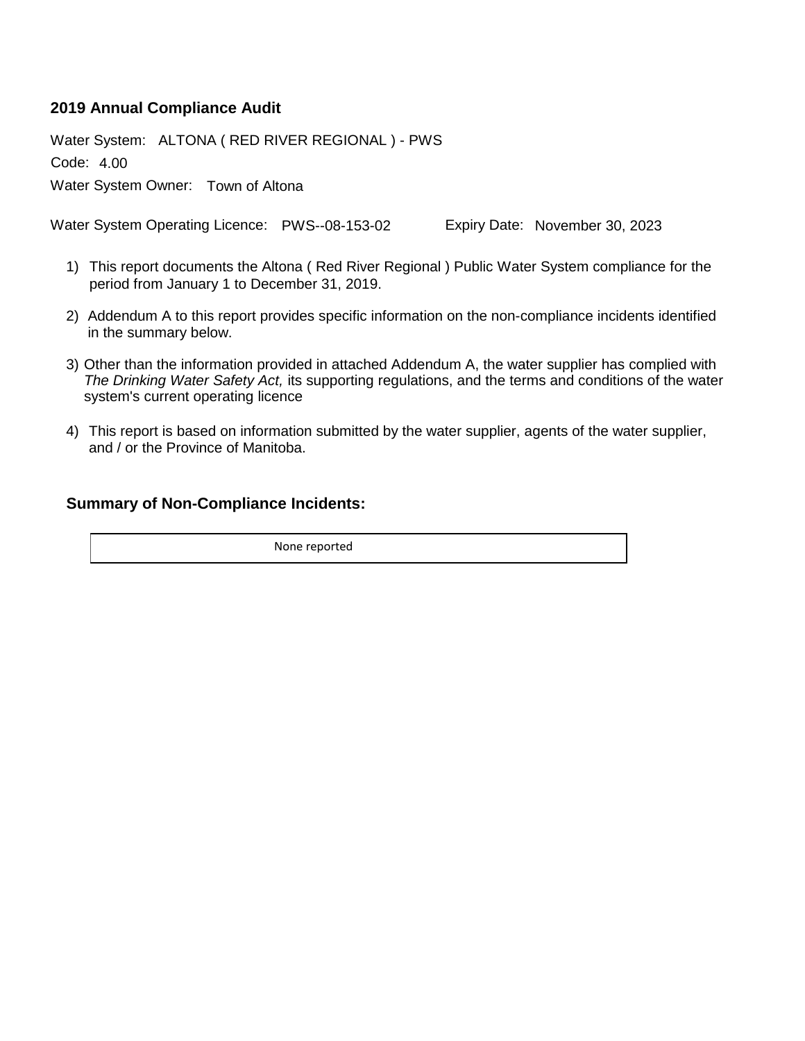## 2019 Annual Compliance Audit

Water System: ALTONA ( RED RIVER REGIONAL ) - PWS

Code: 4.00

Water System Owner: Town of Altona

Water System Operating Licence: PWS--08-153-02 Expiry Date: November 30, 2023

1) This report documents the Altona ( Red River Regional ) Public Water System compliance for the period from January 1 to December 31, 2019.

2) Addendum A to this report provides specific information on the non-compliance incidents identified in the summary below.

3) Other than the information provided in attached Addendum A, the water supplier has complied with *The Drinking Water Safety Act,* its supporting regulations, and the terms and conditions of the water system's current operating licence

4) This report is based on information submitted by the water supplier, agents of the water supplier, and / or the Province of Manitoba.

### Summary of Non-Compliance Incidents:

| None reported |
|---|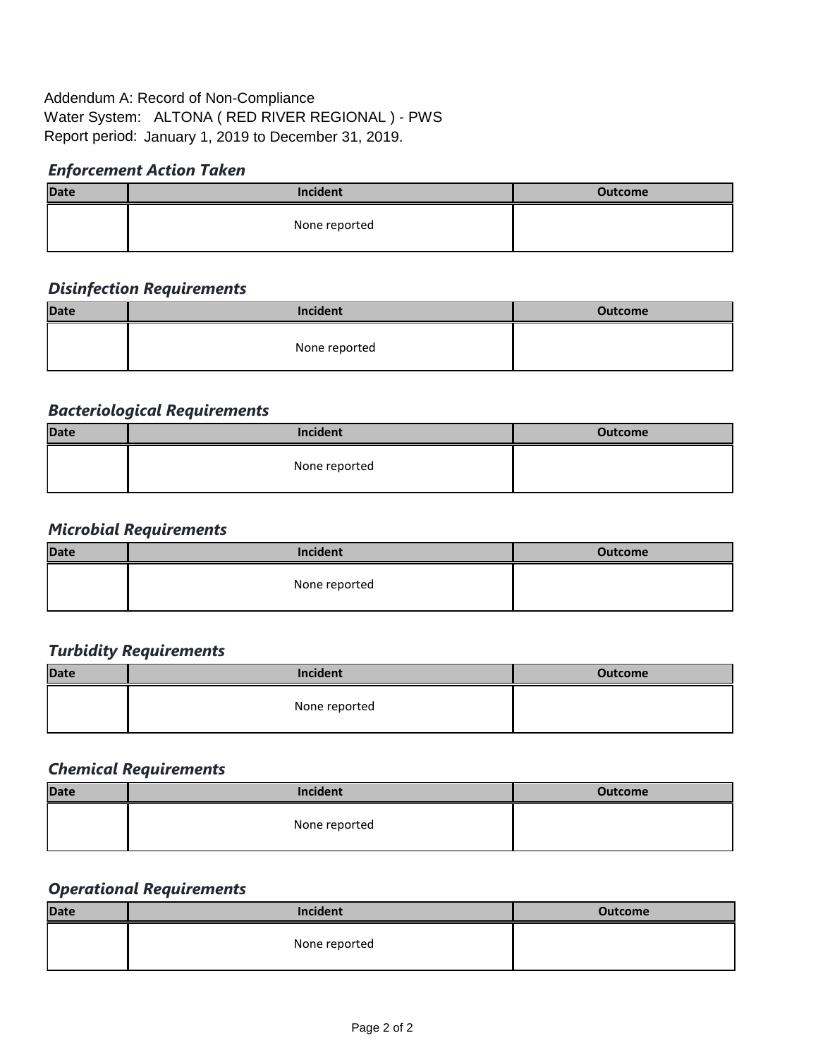Addendum A: Record of Non-Compliance
Water System: ALTONA ( RED RIVER REGIONAL ) - PWS
Report period: January 1, 2019 to December 31, 2019.

### *Enforcement Action Taken*

| Date | Incident | Outcome |
|---|---|---|
| | None reported | |

### *Disinfection Requirements*

| Date | Incident | Outcome |
|---|---|---|
| | None reported | |

### *Bacteriological Requirements*

| Date | Incident | Outcome |
|---|---|---|
| | None reported | |

### *Microbial Requirements*

| Date | Incident | Outcome |
|---|---|---|
| | None reported | |

### *Turbidity Requirements*

| Date | Incident | Outcome |
|---|---|---|
| | None reported | |

### *Chemical Requirements*

| Date | Incident | Outcome |
|---|---|---|
| | None reported | |

### *Operational Requirements*

| Date | Incident | Outcome |
|---|---|---|
| | None reported | |